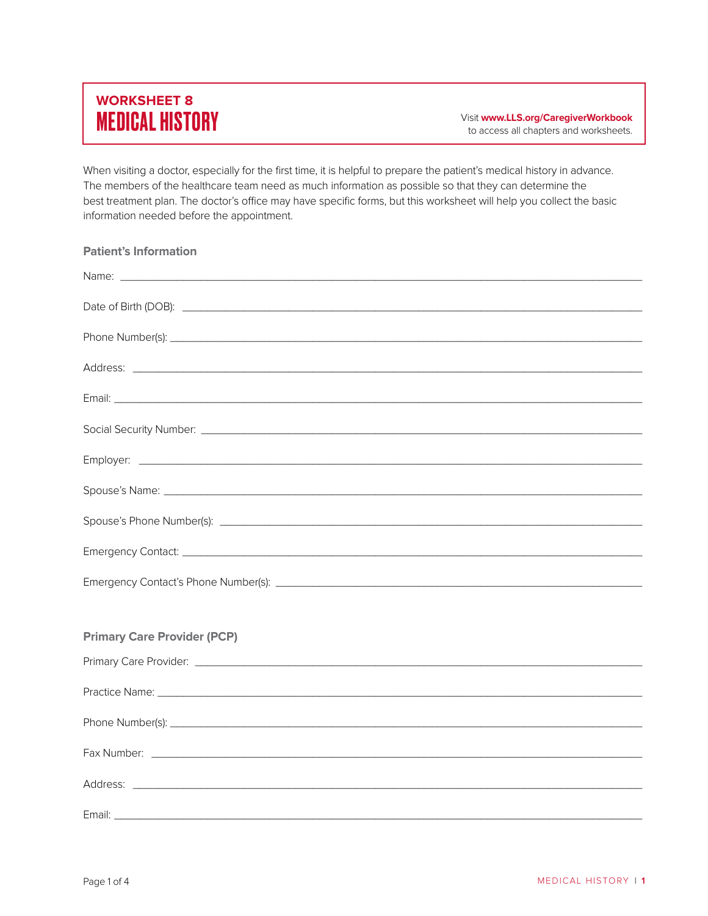**WORKSHEET 8**

# MEDICAL HISTORY

Visit **www.LLS.org/CaregiverWorkbook** to access all chapters and worksheets.

When visiting a doctor, especially for the first time, it is helpful to prepare the patient's medical history in advance. The members of the healthcare team need as much information as possible so that they can determine the best treatment plan. The doctor's office may have specific forms, but this worksheet will help you collect the basic information needed before the appointment.

## Patient's Information

Name: ______________________________________________________________

Date of Birth (DOB): ______________________________________________________________

Phone Number(s): ______________________________________________________________

Address: ______________________________________________________________

Email: ______________________________________________________________

Social Security Number: ______________________________________________________________

Employer: ______________________________________________________________

Spouse's Name: ______________________________________________________________

Spouse's Phone Number(s): ______________________________________________________________

Emergency Contact: ______________________________________________________________

Emergency Contact's Phone Number(s): ______________________________________________________________

## Primary Care Provider (PCP)

Primary Care Provider: ______________________________________________________________

Practice Name: ______________________________________________________________

Phone Number(s): ______________________________________________________________

Fax Number: ______________________________________________________________

Address: ______________________________________________________________

Email: ______________________________________________________________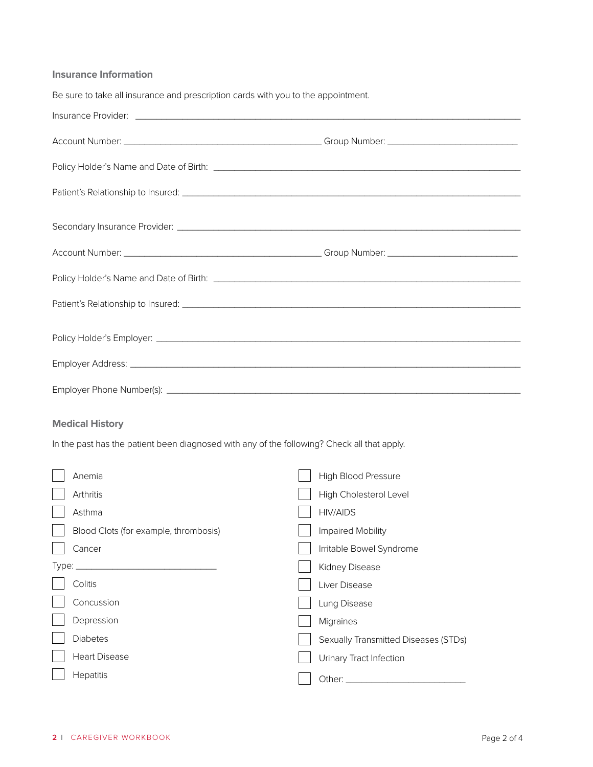### Insurance Information

Be sure to take all insurance and prescription cards with you to the appointment.

Insurance Provider: ____________________________________________

Account Number: ______________________________ Group Number: ____________________

Policy Holder's Name and Date of Birth: ____________________________________________

Patient's Relationship to Insured: ____________________________________________

Secondary Insurance Provider: ____________________________________________

Account Number: ______________________________ Group Number: ____________________

Policy Holder's Name and Date of Birth: ____________________________________________

Patient's Relationship to Insured: ____________________________________________

Policy Holder's Employer: ____________________________________________

Employer Address: ____________________________________________

Employer Phone Number(s): ____________________________________________

### Medical History

In the past has the patient been diagnosed with any of the following? Check all that apply.

- [ ] Anemia
- [ ] Arthritis
- [ ] Asthma
- [ ] Blood Clots (for example, thrombosis)
- [ ] Cancer

Type: ______________________

- [ ] Colitis
- [ ] Concussion
- [ ] Depression
- [ ] Diabetes
- [ ] Heart Disease
- [ ] Hepatitis
- [ ] High Blood Pressure
- [ ] High Cholesterol Level
- [ ] HIV/AIDS
- [ ] Impaired Mobility
- [ ] Irritable Bowel Syndrome
- [ ] Kidney Disease
- [ ] Liver Disease
- [ ] Lung Disease
- [ ] Migraines
- [ ] Sexually Transmitted Diseases (STDs)
- [ ] Urinary Tract Infection
- [ ] Other: ______________________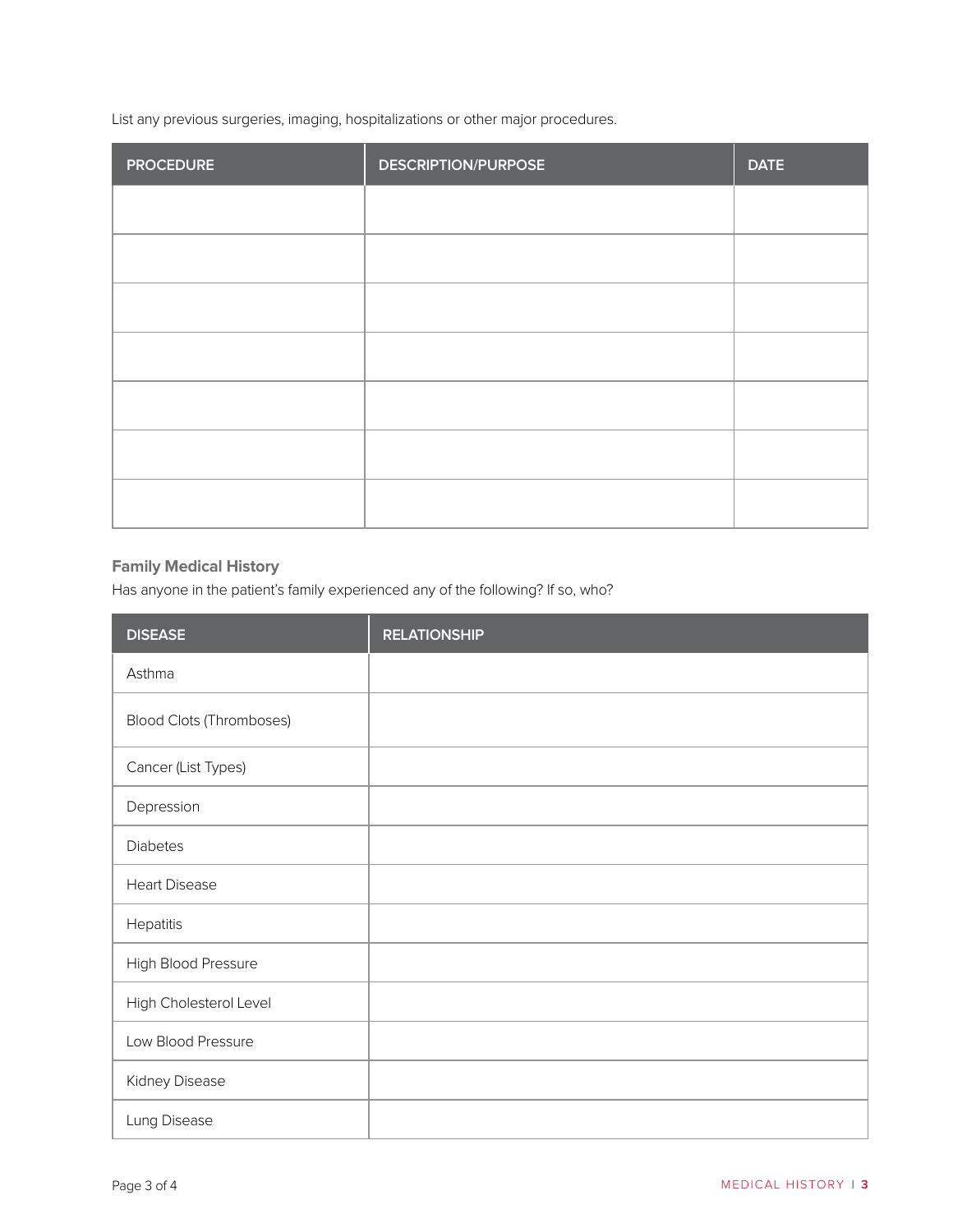List any previous surgeries, imaging, hospitalizations or other major procedures.

| PROCEDURE | DESCRIPTION/PURPOSE | DATE |
| --- | --- | --- |
| | | |
| | | |
| | | |
| | | |
| | | |
| | | |
| | | |

### Family Medical History

Has anyone in the patient's family experienced any of the following? If so, who?

| DISEASE | RELATIONSHIP |
| --- | --- |
| Asthma | |
| Blood Clots (Thromboses) | |
| Cancer (List Types) | |
| Depression | |
| Diabetes | |
| Heart Disease | |
| Hepatitis | |
| High Blood Pressure | |
| High Cholesterol Level | |
| Low Blood Pressure | |
| Kidney Disease | |
| Lung Disease | |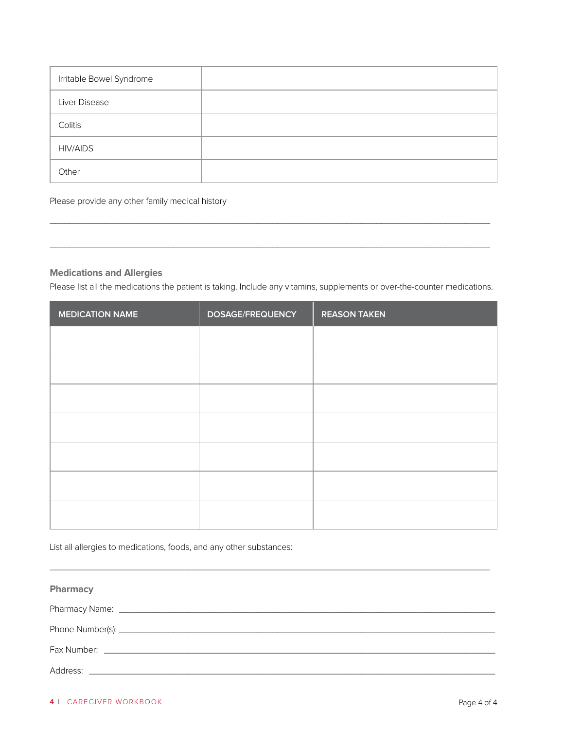| | |
|---|---|
| Irritable Bowel Syndrome | |
| Liver Disease | |
| Colitis | |
| HIV/AIDS | |
| Other | |

Please provide any other family medical history

___________________________________________________________________________________________

___________________________________________________________________________________________

### Medications and Allergies

Please list all the medications the patient is taking. Include any vitamins, supplements or over-the-counter medications.

| MEDICATION NAME | DOSAGE/FREQUENCY | REASON TAKEN |
|---|---|---|
| | | |
| | | |
| | | |
| | | |
| | | |
| | | |
| | | |

List all allergies to medications, foods, and any other substances:

___________________________________________________________________________________________

### Pharmacy

Pharmacy Name: ___________________________________________________________________________

Phone Number(s): _________________________________________________________________________

Fax Number: _____________________________________________________________________________

Address: ________________________________________________________________________________